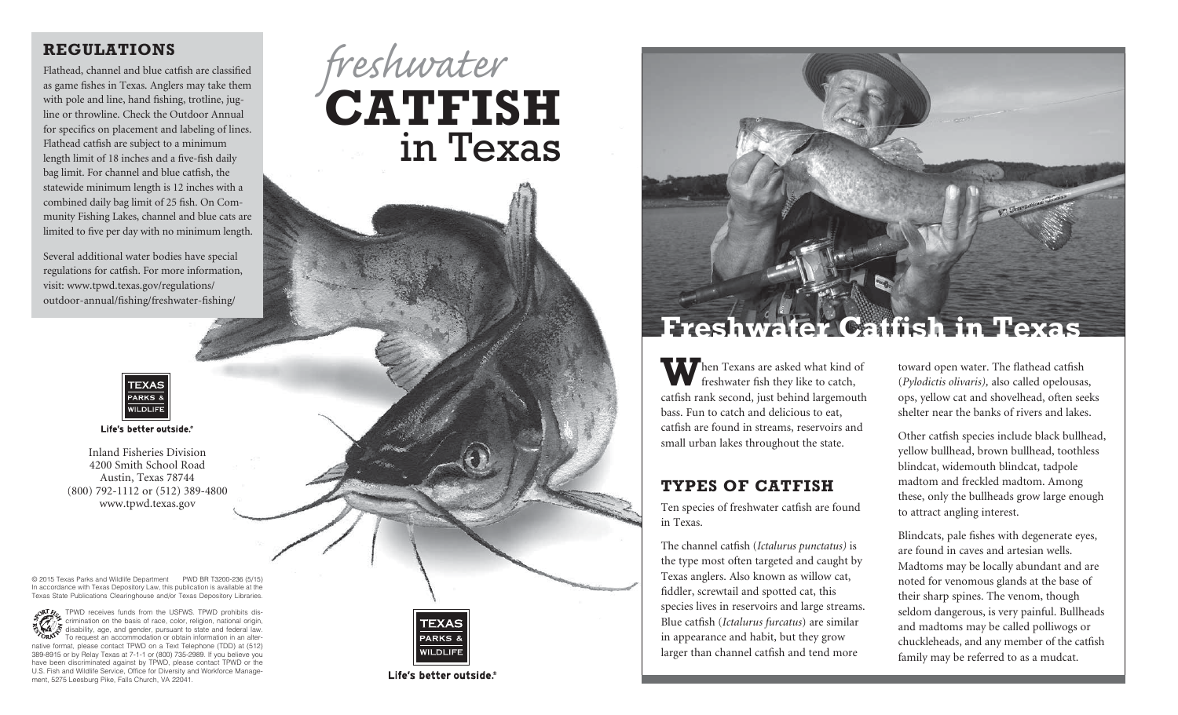## REGULATIONS

Flathead, channel and blue catfish are classified as game fishes in Texas. Anglers may take them with pole and line, hand fishing, trotline, jug-line or throwline. Check the Outdoor Annual for specifics on placement and labeling of lines. Flathead catfish are subject to a minimum length limit of 18 inches and a five-fish daily bag limit. For channel and blue catfish, the statewide minimum length is 12 inches with a combined daily bag limit of 25 fish. On Community Fishing Lakes, channel and blue cats are limited to five per day with no minimum length.

Several additional water bodies have special regulations for catfish. For more information, visit: www.tpwd.texas.gov/regulations/outdoor-annual/fishing/freshwater-fishing/

TEXAS PARKS & WILDLIFE

Life's better outside.®

Inland Fisheries Division
4200 Smith School Road
Austin, Texas 78744
(800) 792-1112 or (512) 389-4800
www.tpwd.texas.gov

© 2015 Texas Parks and Wildlife Department PWD BR T3200-236 (5/15)
In accordance with Texas Depository Law, this publication is available at the Texas State Publications Clearinghouse and/or Texas Depository Libraries.

TPWD receives funds from the USFWS. TPWD prohibits discrimination on the basis of race, color, religion, national origin, disability, age, and gender, pursuant to state and federal law. To request an accommodation or obtain information in an alternative format, please contact TPWD on a Text Telephone (TDD) at (512) 389-8915 or by Relay Texas at 7-1-1 or (800) 735-2989. If you believe you have been discriminated against by TPWD, please contact TPWD or the U.S. Fish and Wildlife Service, Office for Diversity and Workforce Management, 5275 Leesburg Pike, Falls Church, VA 22041.

# *freshwater* CATFISH in Texas

TEXAS PARKS & WILDLIFE

Life's better outside.®

# Freshwater Catfish in Texas

When Texans are asked what kind of freshwater fish they like to catch, catfish rank second, just behind largemouth bass. Fun to catch and delicious to eat, catfish are found in streams, reservoirs and small urban lakes throughout the state.

## TYPES OF CATFISH

Ten species of freshwater catfish are found in Texas.

The channel catfish (*Ictalurus punctatus)* is the type most often targeted and caught by Texas anglers. Also known as willow cat, fiddler, screwtail and spotted cat, this species lives in reservoirs and large streams. Blue catfish (*Ictalurus furcatus*) are similar in appearance and habit, but they grow larger than channel catfish and tend more toward open water. The flathead catfish (*Pylodictis olivaris)*, also called opelousas, ops, yellow cat and shovelhead, often seeks shelter near the banks of rivers and lakes.

Other catfish species include black bullhead, yellow bullhead, brown bullhead, toothless blindcat, widemouth blindcat, tadpole madtom and freckled madtom. Among these, only the bullheads grow large enough to attract angling interest.

Blindcats, pale fishes with degenerate eyes, are found in caves and artesian wells. Madtoms may be locally abundant and are noted for venomous glands at the base of their sharp spines. The venom, though seldom dangerous, is very painful. Bullheads and madtoms may be called polliwogs or chuckleheads, and any member of the catfish family may be referred to as a mudcat.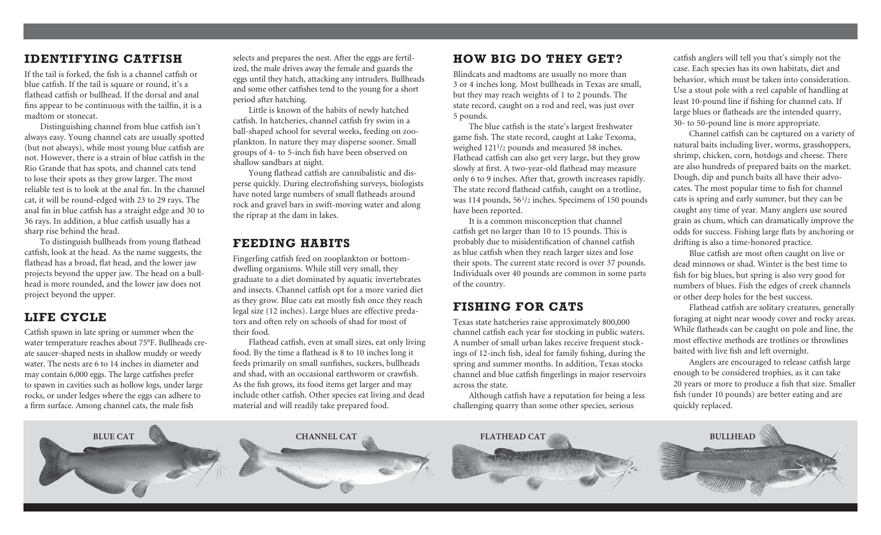## IDENTIFYING CATFISH

If the tail is forked, the fish is a channel catfish or blue catfish. If the tail is square or round, it's a flathead catfish or bullhead. If the dorsal and anal fins appear to be continuous with the tailfin, it is a madtom or stonecat.

Distinguishing channel from blue catfish isn't always easy. Young channel cats are usually spotted (but not always), while most young blue catfish are not. However, there is a strain of blue catfish in the Rio Grande that has spots, and channel cats tend to lose their spots as they grow larger. The most reliable test is to look at the anal fin. In the channel cat, it will be round-edged with 23 to 29 rays. The anal fin in blue catfish has a straight edge and 30 to 36 rays. In addition, a blue catfish usually has a sharp rise behind the head.

To distinguish bullheads from young flathead catfish, look at the head. As the name suggests, the flathead has a broad, flat head, and the lower jaw projects beyond the upper jaw. The head on a bullhead is more rounded, and the lower jaw does not project beyond the upper.

## LIFE CYCLE

Catfish spawn in late spring or summer when the water temperature reaches about 75°F. Bullheads create saucer-shaped nests in shallow muddy or weedy water. The nests are 6 to 14 inches in diameter and may contain 6,000 eggs. The large catfishes prefer to spawn in cavities such as hollow logs, under large rocks, or under ledges where the eggs can adhere to a firm surface. Among channel cats, the male fish selects and prepares the nest. After the eggs are fertilized, the male drives away the female and guards the eggs until they hatch, attacking any intruders. Bullheads and some other catfishes tend to the young for a short period after hatching.

Little is known of the habits of newly hatched catfish. In hatcheries, channel catfish fry swim in a ball-shaped school for several weeks, feeding on zooplankton. In nature they may disperse sooner. Small groups of 4- to 5-inch fish have been observed on shallow sandbars at night.

Young flathead catfish are cannibalistic and disperse quickly. During electrofishing surveys, biologists have noted large numbers of small flatheads around rock and gravel bars in swift-moving water and along the riprap at the dam in lakes.

## FEEDING HABITS

Fingerling catfish feed on zooplankton or bottom-dwelling organisms. While still very small, they graduate to a diet dominated by aquatic invertebrates and insects. Channel catfish opt for a more varied diet as they grow. Blue cats eat mostly fish once they reach legal size (12 inches). Large blues are effective predators and often rely on schools of shad for most of their food.

Flathead catfish, even at small sizes, eat only living food. By the time a flathead is 8 to 10 inches long it feeds primarily on small sunfishes, suckers, bullheads and shad, with an occasional earthworm or crawfish. As the fish grows, its food items get larger and may include other catfish. Other species eat living and dead material and will readily take prepared food.

## HOW BIG DO THEY GET?

Blindcats and madtoms are usually no more than 3 or 4 inches long. Most bullheads in Texas are small, but they may reach weights of 1 to 2 pounds. The state record, caught on a rod and reel, was just over 5 pounds.

The blue catfish is the state's largest freshwater game fish. The state record, caught at Lake Texoma, weighed 121½ pounds and measured 58 inches. Flathead catfish can also get very large, but they grow slowly at first. A two-year-old flathead may measure only 6 to 9 inches. After that, growth increases rapidly. The state record flathead catfish, caught on a trotline, was 114 pounds, 56½ inches. Specimens of 150 pounds have been reported.

It is a common misconception that channel catfish get no larger than 10 to 15 pounds. This is probably due to misidentification of channel catfish as blue catfish when they reach larger sizes and lose their spots. The current state record is over 37 pounds. Individuals over 40 pounds are common in some parts of the country.

## FISHING FOR CATS

Texas state hatcheries raise approximately 800,000 channel catfish each year for stocking in public waters. A number of small urban lakes receive frequent stockings of 12-inch fish, ideal for family fishing, during the spring and summer months. In addition, Texas stocks channel and blue catfish fingerlings in major reservoirs across the state.

Although catfish have a reputation for being a less challenging quarry than some other species, serious catfish anglers will tell you that's simply not the case. Each species has its own habitats, diet and behavior, which must be taken into consideration. Use a stout pole with a reel capable of handling at least 10-pound line if fishing for channel cats. If large blues or flatheads are the intended quarry, 30- to 50-pound line is more appropriate.

Channel catfish can be captured on a variety of natural baits including liver, worms, grasshoppers, shrimp, chicken, corn, hotdogs and cheese. There are also hundreds of prepared baits on the market. Dough, dip and punch baits all have their advocates. The most popular time to fish for channel cats is spring and early summer, but they can be caught any time of year. Many anglers use soured grain as chum, which can dramatically improve the odds for success. Fishing large flats by anchoring or drifting is also a time-honored practice.

Blue catfish are most often caught on live or dead minnows or shad. Winter is the best time to fish for big blues, but spring is also very good for numbers of blues. Fish the edges of creek channels or other deep holes for the best success.

Flathead catfish are solitary creatures, generally foraging at night near woody cover and rocky areas. While flatheads can be caught on pole and line, the most effective methods are trotlines or throwlines baited with live fish and left overnight.

Anglers are encouraged to release catfish large enough to be considered trophies, as it can take 20 years or more to produce a fish that size. Smaller fish (under 10 pounds) are better eating and are quickly replaced.

BLUE CAT

CHANNEL CAT

FLATHEAD CAT

BULLHEAD